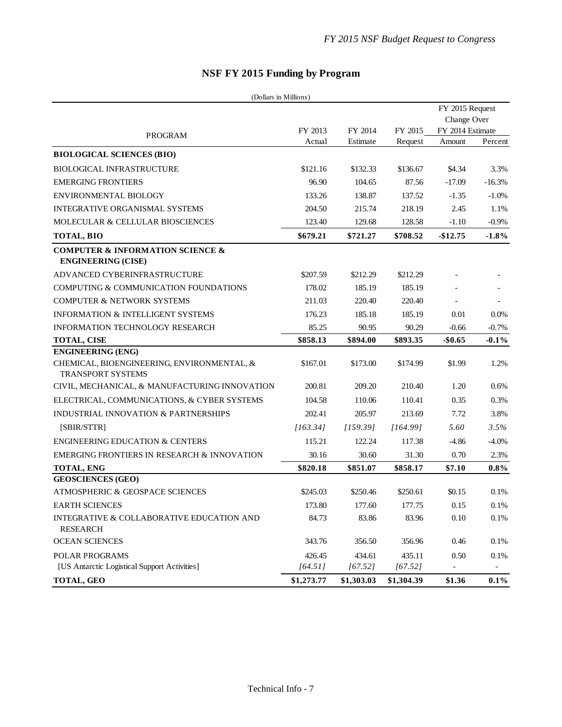# NSF FY 2015 Funding by Program

(Dollars in Millions)

| PROGRAM | FY 2013 Actual | FY 2014 Estimate | FY 2015 Request | FY 2015 Request Change Over FY 2014 Estimate | |
|---|---|---|---|---|---|
| | | | | Amount | Percent |
| **BIOLOGICAL SCIENCES (BIO)** | | | | | |
| BIOLOGICAL INFRASTRUCTURE | $121.16 | $132.33 | $136.67 | $4.34 | 3.3% |
| EMERGING FRONTIERS | 96.90 | 104.65 | 87.56 | -17.09 | -16.3% |
| ENVIRONMENTAL BIOLOGY | 133.26 | 138.87 | 137.52 | -1.35 | -1.0% |
| INTEGRATIVE ORGANISMAL SYSTEMS | 204.50 | 215.74 | 218.19 | 2.45 | 1.1% |
| MOLECULAR & CELLULAR BIOSCIENCES | 123.40 | 129.68 | 128.58 | -1.10 | -0.9% |
| **TOTAL, BIO** | **$679.21** | **$721.27** | **$708.52** | **-$12.75** | **-1.8%** |
| **COMPUTER & INFORMATION SCIENCE & ENGINEERING (CISE)** | | | | | |
| ADVANCED CYBERINFRASTRUCTURE | $207.59 | $212.29 | $212.29 | - | - |
| COMPUTING & COMMUNICATION FOUNDATIONS | 178.02 | 185.19 | 185.19 | - | - |
| COMPUTER & NETWORK SYSTEMS | 211.03 | 220.40 | 220.40 | - | - |
| INFORMATION & INTELLIGENT SYSTEMS | 176.23 | 185.18 | 185.19 | 0.01 | 0.0% |
| INFORMATION TECHNOLOGY RESEARCH | 85.25 | 90.95 | 90.29 | -0.66 | -0.7% |
| **TOTAL, CISE** | **$858.13** | **$894.00** | **$893.35** | **-$0.65** | **-0.1%** |
| **ENGINEERING (ENG)** | | | | | |
| CHEMICAL, BIOENGINEERING, ENVIRONMENTAL, & TRANSPORT SYSTEMS | $167.01 | $173.00 | $174.99 | $1.99 | 1.2% |
| CIVIL, MECHANICAL, & MANUFACTURING INNOVATION | 200.81 | 209.20 | 210.40 | 1.20 | 0.6% |
| ELECTRICAL, COMMUNICATIONS, & CYBER SYSTEMS | 104.58 | 110.06 | 110.41 | 0.35 | 0.3% |
| INDUSTRIAL INNOVATION & PARTNERSHIPS | 202.41 | 205.97 | 213.69 | 7.72 | 3.8% |
| [SBIR/STTR] | *[163.34]* | *[159.39]* | *[164.99]* | *5.60* | *3.5%* |
| ENGINEERING EDUCATION & CENTERS | 115.21 | 122.24 | 117.38 | -4.86 | -4.0% |
| EMERGING FRONTIERS IN RESEARCH & INNOVATION | 30.16 | 30.60 | 31.30 | 0.70 | 2.3% |
| **TOTAL, ENG** | **$820.18** | **$851.07** | **$858.17** | **$7.10** | **0.8%** |
| **GEOSCIENCES (GEO)** | | | | | |
| ATMOSPHERIC & GEOSPACE SCIENCES | $245.03 | $250.46 | $250.61 | $0.15 | 0.1% |
| EARTH SCIENCES | 173.80 | 177.60 | 177.75 | 0.15 | 0.1% |
| INTEGRATIVE & COLLABORATIVE EDUCATION AND RESEARCH | 84.73 | 83.86 | 83.96 | 0.10 | 0.1% |
| OCEAN SCIENCES | 343.76 | 356.50 | 356.96 | 0.46 | 0.1% |
| POLAR PROGRAMS | 426.45 | 434.61 | 435.11 | 0.50 | 0.1% |
| [US Antarctic Logistical Support Activities] | *[64.51]* | *[67.52]* | *[67.52]* | - | - |
| **TOTAL, GEO** | **$1,273.77** | **$1,303.03** | **$1,304.39** | **$1.36** | **0.1%** |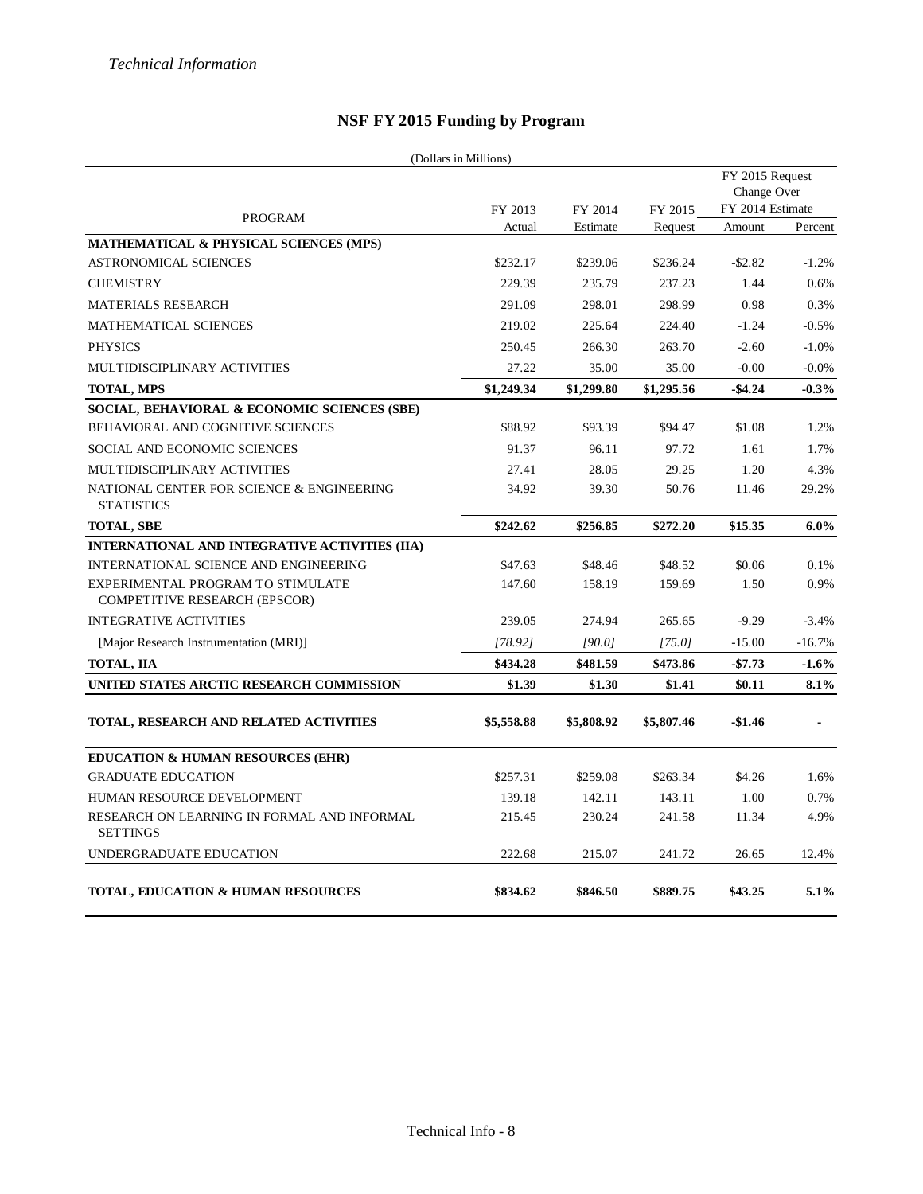*Technical Information*

## NSF FY 2015 Funding by Program

(Dollars in Millions)

| PROGRAM | FY 2013 Actual | FY 2014 Estimate | FY 2015 Request | FY 2015 Request Change Over FY 2014 Estimate Amount | Percent |
|---|---|---|---|---|---|
| **MATHEMATICAL & PHYSICAL SCIENCES (MPS)** | | | | | |
| ASTRONOMICAL SCIENCES | $232.17 | $239.06 | $236.24 | -$2.82 | -1.2% |
| CHEMISTRY | 229.39 | 235.79 | 237.23 | 1.44 | 0.6% |
| MATERIALS RESEARCH | 291.09 | 298.01 | 298.99 | 0.98 | 0.3% |
| MATHEMATICAL SCIENCES | 219.02 | 225.64 | 224.40 | -1.24 | -0.5% |
| PHYSICS | 250.45 | 266.30 | 263.70 | -2.60 | -1.0% |
| MULTIDISCIPLINARY ACTIVITIES | 27.22 | 35.00 | 35.00 | -0.00 | -0.0% |
| **TOTAL, MPS** | **$1,249.34** | **$1,299.80** | **$1,295.56** | **-$4.24** | **-0.3%** |
| **SOCIAL, BEHAVIORAL & ECONOMIC SCIENCES (SBE)** | | | | | |
| BEHAVIORAL AND COGNITIVE SCIENCES | $88.92 | $93.39 | $94.47 | $1.08 | 1.2% |
| SOCIAL AND ECONOMIC SCIENCES | 91.37 | 96.11 | 97.72 | 1.61 | 1.7% |
| MULTIDISCIPLINARY ACTIVITIES | 27.41 | 28.05 | 29.25 | 1.20 | 4.3% |
| NATIONAL CENTER FOR SCIENCE & ENGINEERING STATISTICS | 34.92 | 39.30 | 50.76 | 11.46 | 29.2% |
| **TOTAL, SBE** | **$242.62** | **$256.85** | **$272.20** | **$15.35** | **6.0%** |
| **INTERNATIONAL AND INTEGRATIVE ACTIVITIES (IIA)** | | | | | |
| INTERNATIONAL SCIENCE AND ENGINEERING | $47.63 | $48.46 | $48.52 | $0.06 | 0.1% |
| EXPERIMENTAL PROGRAM TO STIMULATE COMPETITIVE RESEARCH (EPSCOR) | 147.60 | 158.19 | 159.69 | 1.50 | 0.9% |
| INTEGRATIVE ACTIVITIES | 239.05 | 274.94 | 265.65 | -9.29 | -3.4% |
| [Major Research Instrumentation (MRI)] | *[78.92]* | *[90.0]* | *[75.0]* | -15.00 | -16.7% |
| **TOTAL, IIA** | **$434.28** | **$481.59** | **$473.86** | **-$7.73** | **-1.6%** |
| **UNITED STATES ARCTIC RESEARCH COMMISSION** | **$1.39** | **$1.30** | **$1.41** | **$0.11** | **8.1%** |
| **TOTAL, RESEARCH AND RELATED ACTIVITIES** | **$5,558.88** | **$5,808.92** | **$5,807.46** | **-$1.46** | **-** |
| **EDUCATION & HUMAN RESOURCES (EHR)** | | | | | |
| GRADUATE EDUCATION | $257.31 | $259.08 | $263.34 | $4.26 | 1.6% |
| HUMAN RESOURCE DEVELOPMENT | 139.18 | 142.11 | 143.11 | 1.00 | 0.7% |
| RESEARCH ON LEARNING IN FORMAL AND INFORMAL SETTINGS | 215.45 | 230.24 | 241.58 | 11.34 | 4.9% |
| UNDERGRADUATE EDUCATION | 222.68 | 215.07 | 241.72 | 26.65 | 12.4% |
| **TOTAL, EDUCATION & HUMAN RESOURCES** | **$834.62** | **$846.50** | **$889.75** | **$43.25** | **5.1%** |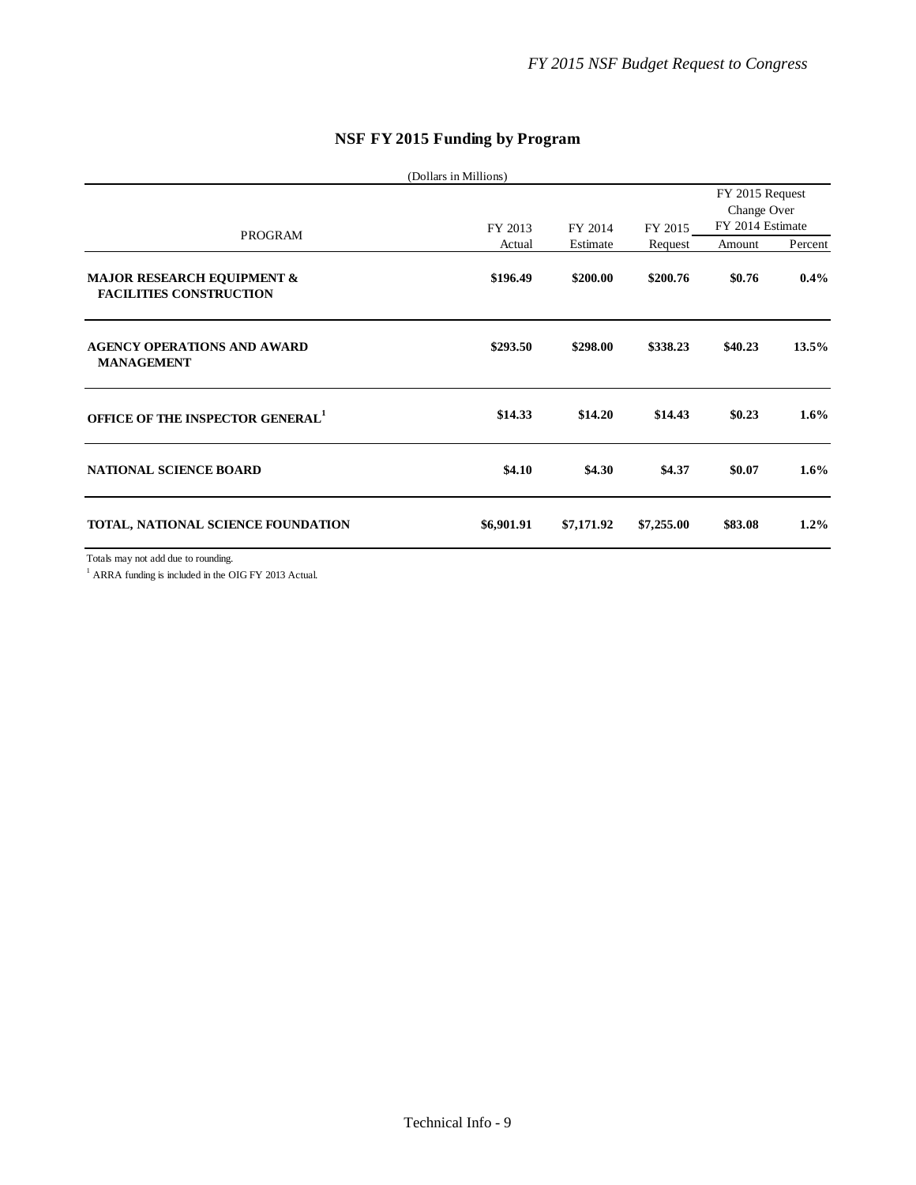## NSF FY 2015 Funding by Program

(Dollars in Millions)

| PROGRAM | FY 2013 Actual | FY 2014 Estimate | FY 2015 Request | FY 2015 Request Change Over FY 2014 Estimate | |
|---|---|---|---|---|---|
| | | | | Amount | Percent |
| **MAJOR RESEARCH EQUIPMENT & FACILITIES CONSTRUCTION** | **$196.49** | **$200.00** | **$200.76** | **$0.76** | **0.4%** |
| **AGENCY OPERATIONS AND AWARD MANAGEMENT** | **$293.50** | **$298.00** | **$338.23** | **$40.23** | **13.5%** |
| **OFFICE OF THE INSPECTOR GENERAL**[1] | **$14.33** | **$14.20** | **$14.43** | **$0.23** | **1.6%** |
| **NATIONAL SCIENCE BOARD** | **$4.10** | **$4.30** | **$4.37** | **$0.07** | **1.6%** |
| **TOTAL, NATIONAL SCIENCE FOUNDATION** | **$6,901.91** | **$7,171.92** | **$7,255.00** | **$83.08** | **1.2%** |

Totals may not add due to rounding.

[1] ARRA funding is included in the OIG FY 2013 Actual.